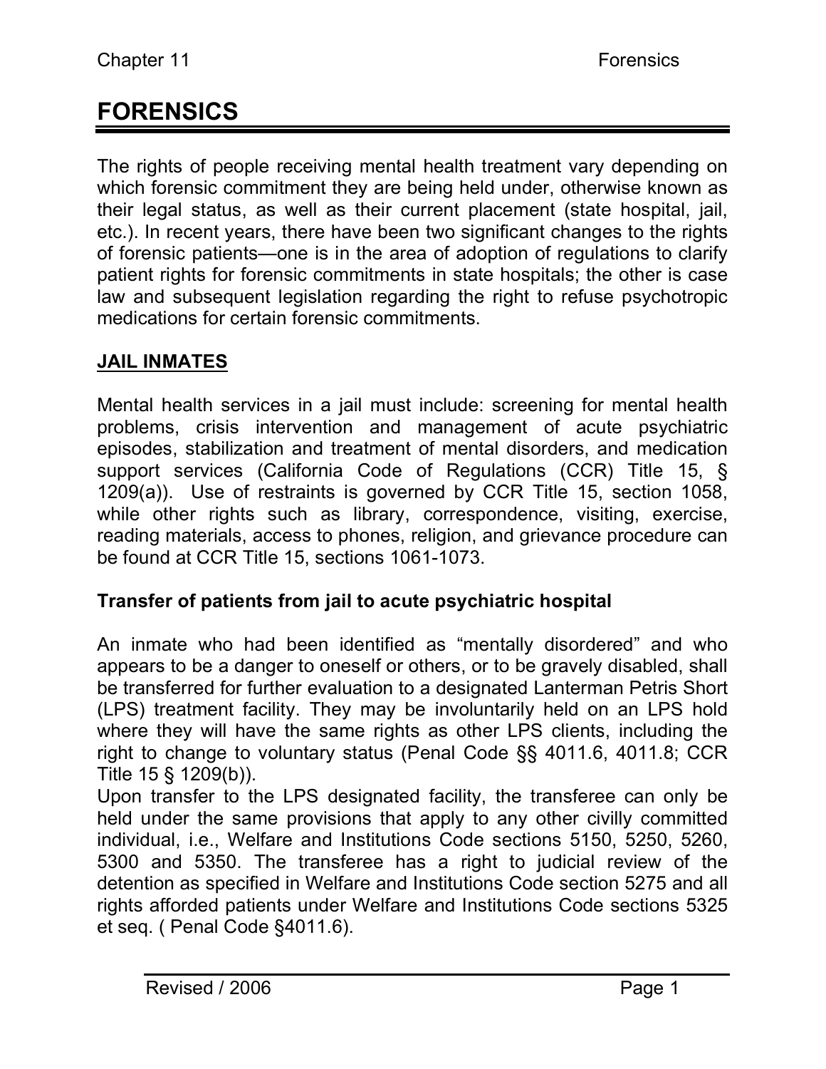# FORENSICS

The rights of people receiving mental health treatment vary depending on which forensic commitment they are being held under, otherwise known as their legal status, as well as their current placement (state hospital, jail, etc.). In recent years, there have been two significant changes to the rights of forensic patients—one is in the area of adoption of regulations to clarify patient rights for forensic commitments in state hospitals; the other is case law and subsequent legislation regarding the right to refuse psychotropic medications for certain forensic commitments.

## JAIL INMATES

Mental health services in a jail must include: screening for mental health problems, crisis intervention and management of acute psychiatric episodes, stabilization and treatment of mental disorders, and medication support services (California Code of Regulations (CCR) Title 15, § 1209(a)). Use of restraints is governed by CCR Title 15, section 1058, while other rights such as library, correspondence, visiting, exercise, reading materials, access to phones, religion, and grievance procedure can be found at CCR Title 15, sections 1061-1073.

### Transfer of patients from jail to acute psychiatric hospital

An inmate who had been identified as "mentally disordered" and who appears to be a danger to oneself or others, or to be gravely disabled, shall be transferred for further evaluation to a designated Lanterman Petris Short (LPS) treatment facility. They may be involuntarily held on an LPS hold where they will have the same rights as other LPS clients, including the right to change to voluntary status (Penal Code §§ 4011.6, 4011.8; CCR Title 15 § 1209(b)).

Upon transfer to the LPS designated facility, the transferee can only be held under the same provisions that apply to any other civilly committed individual, i.e., Welfare and Institutions Code sections 5150, 5250, 5260, 5300 and 5350. The transferee has a right to judicial review of the detention as specified in Welfare and Institutions Code section 5275 and all rights afforded patients under Welfare and Institutions Code sections 5325 et seq. ( Penal Code §4011.6).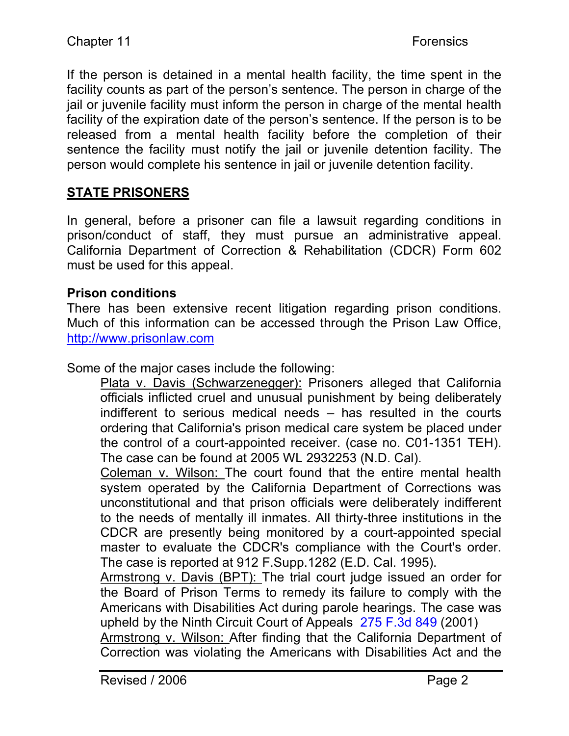If the person is detained in a mental health facility, the time spent in the facility counts as part of the person's sentence. The person in charge of the jail or juvenile facility must inform the person in charge of the mental health facility of the expiration date of the person's sentence. If the person is to be released from a mental health facility before the completion of their sentence the facility must notify the jail or juvenile detention facility. The person would complete his sentence in jail or juvenile detention facility.

## STATE PRISONERS

In general, before a prisoner can file a lawsuit regarding conditions in prison/conduct of staff, they must pursue an administrative appeal. California Department of Correction & Rehabilitation (CDCR) Form 602 must be used for this appeal.

### Prison conditions

There has been extensive recent litigation regarding prison conditions. Much of this information can be accessed through the Prison Law Office, http://www.prisonlaw.com

Some of the major cases include the following:

Plata v. Davis (Schwarzenegger): Prisoners alleged that California officials inflicted cruel and unusual punishment by being deliberately indifferent to serious medical needs – has resulted in the courts ordering that California's prison medical care system be placed under the control of a court-appointed receiver. (case no. C01-1351 TEH). The case can be found at 2005 WL 2932253 (N.D. Cal).

Coleman v. Wilson: The court found that the entire mental health system operated by the California Department of Corrections was unconstitutional and that prison officials were deliberately indifferent to the needs of mentally ill inmates. All thirty-three institutions in the CDCR are presently being monitored by a court-appointed special master to evaluate the CDCR's compliance with the Court's order. The case is reported at 912 F.Supp.1282 (E.D. Cal. 1995).

Armstrong v. Davis (BPT): The trial court judge issued an order for the Board of Prison Terms to remedy its failure to comply with the Americans with Disabilities Act during parole hearings. The case was upheld by the Ninth Circuit Court of Appeals 275 F.3d 849 (2001)

Armstrong v. Wilson: After finding that the California Department of Correction was violating the Americans with Disabilities Act and the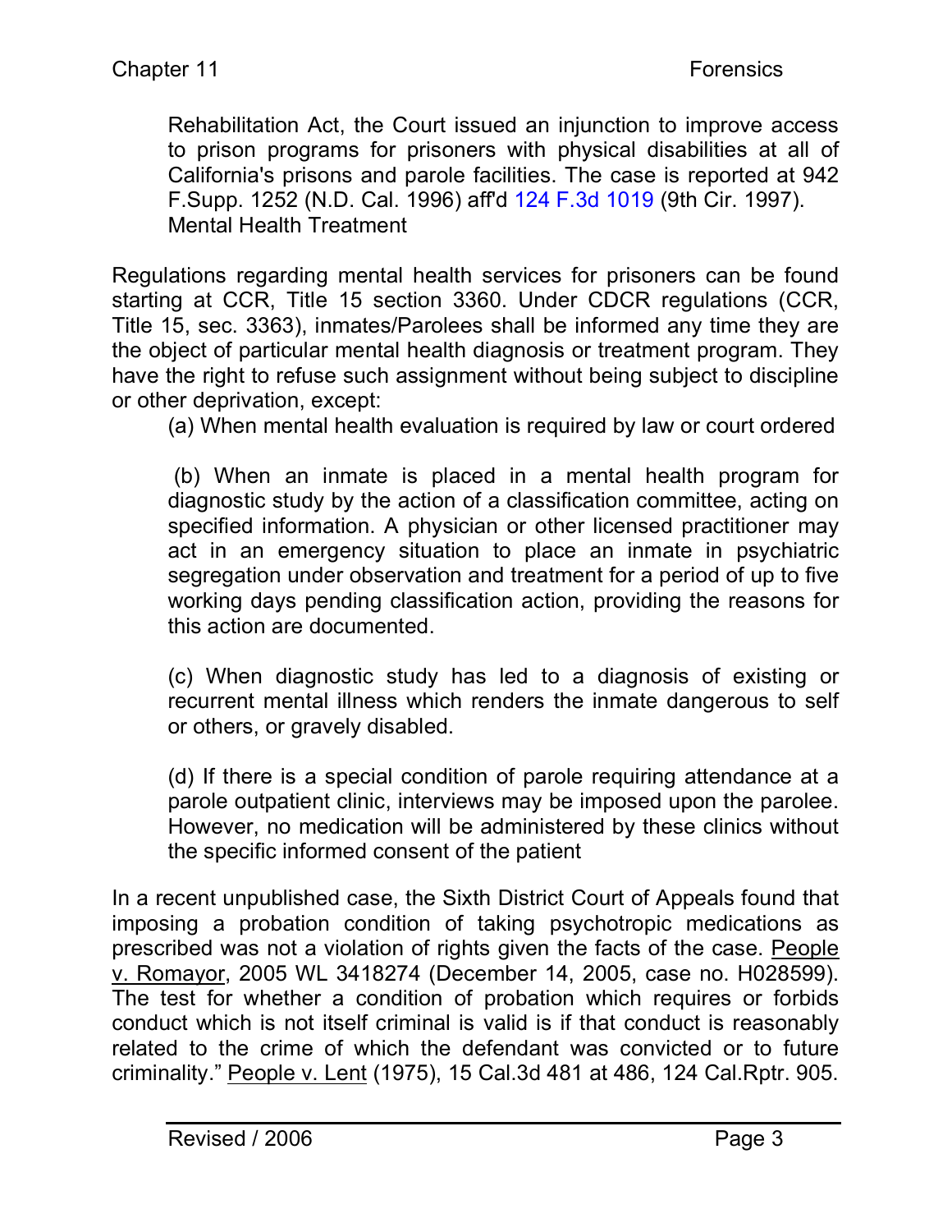Rehabilitation Act, the Court issued an injunction to improve access to prison programs for prisoners with physical disabilities at all of California's prisons and parole facilities. The case is reported at 942 F.Supp. 1252 (N.D. Cal. 1996) aff'd 124 F.3d 1019 (9th Cir. 1997).

### Mental Health Treatment

Regulations regarding mental health services for prisoners can be found starting at CCR, Title 15 section 3360. Under CDCR regulations (CCR, Title 15, sec. 3363), inmates/Parolees shall be informed any time they are the object of particular mental health diagnosis or treatment program. They have the right to refuse such assignment without being subject to discipline or other deprivation, except:

(a) When mental health evaluation is required by law or court ordered

(b) When an inmate is placed in a mental health program for diagnostic study by the action of a classification committee, acting on specified information. A physician or other licensed practitioner may act in an emergency situation to place an inmate in psychiatric segregation under observation and treatment for a period of up to five working days pending classification action, providing the reasons for this action are documented.

(c) When diagnostic study has led to a diagnosis of existing or recurrent mental illness which renders the inmate dangerous to self or others, or gravely disabled.

(d) If there is a special condition of parole requiring attendance at a parole outpatient clinic, interviews may be imposed upon the parolee. However, no medication will be administered by these clinics without the specific informed consent of the patient

In a recent unpublished case, the Sixth District Court of Appeals found that imposing a probation condition of taking psychotropic medications as prescribed was not a violation of rights given the facts of the case. People v. Romayor, 2005 WL 3418274 (December 14, 2005, case no. H028599). The test for whether a condition of probation which requires or forbids conduct which is not itself criminal is valid is if that conduct is reasonably related to the crime of which the defendant was convicted or to future criminality." People v. Lent (1975), 15 Cal.3d 481 at 486, 124 Cal.Rptr. 905.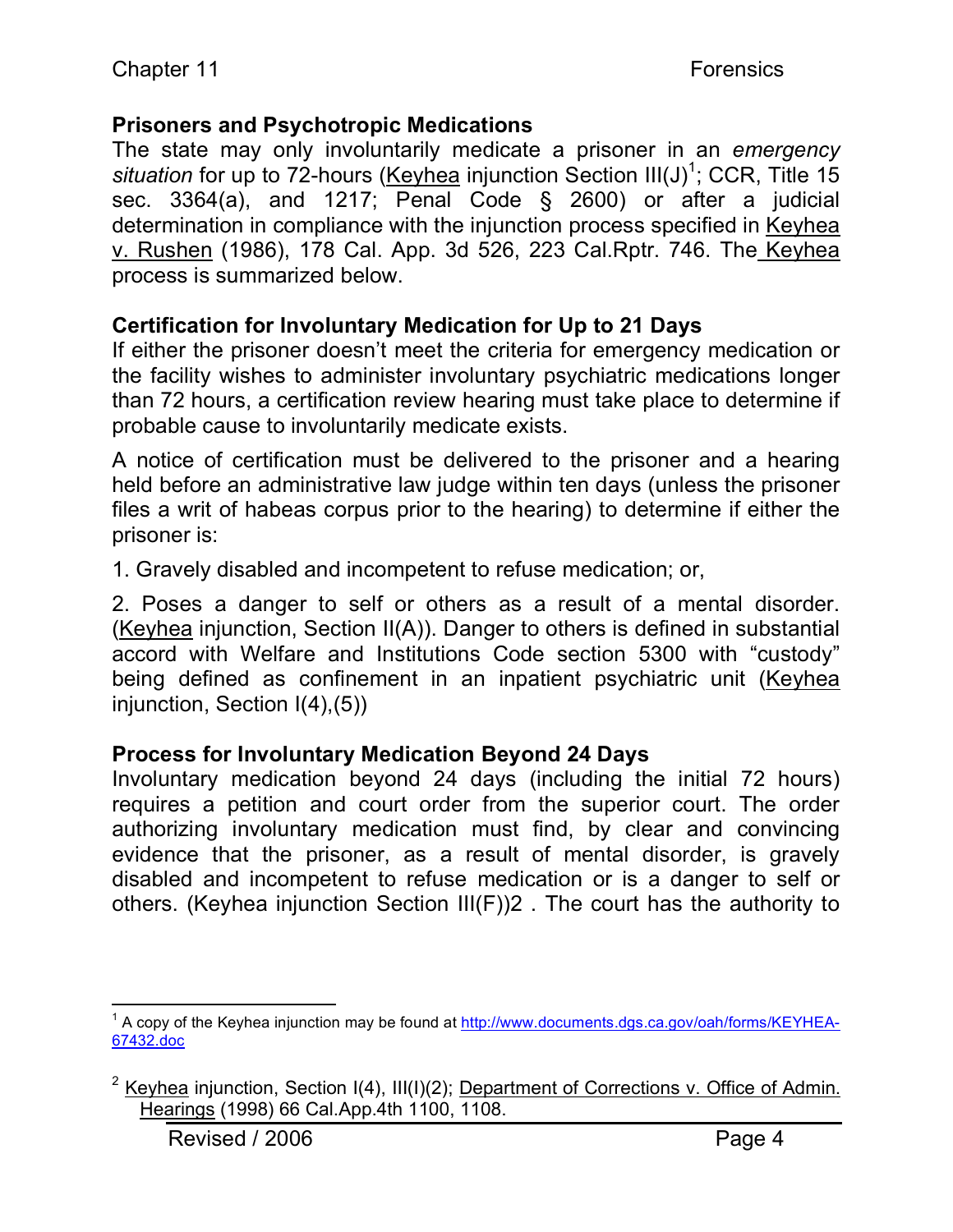## Prisoners and Psychotropic Medications

The state may only involuntarily medicate a prisoner in an *emergency situation* for up to 72-hours (Keyhea injunction Section III(J)[1]; CCR, Title 15 sec. 3364(a), and 1217; Penal Code § 2600) or after a judicial determination in compliance with the injunction process specified in Keyhea v. Rushen (1986), 178 Cal. App. 3d 526, 223 Cal.Rptr. 746. The Keyhea process is summarized below.

## Certification for Involuntary Medication for Up to 21 Days

If either the prisoner doesn't meet the criteria for emergency medication or the facility wishes to administer involuntary psychiatric medications longer than 72 hours, a certification review hearing must take place to determine if probable cause to involuntarily medicate exists.

A notice of certification must be delivered to the prisoner and a hearing held before an administrative law judge within ten days (unless the prisoner files a writ of habeas corpus prior to the hearing) to determine if either the prisoner is:

1. Gravely disabled and incompetent to refuse medication; or,

2. Poses a danger to self or others as a result of a mental disorder. (Keyhea injunction, Section II(A)). Danger to others is defined in substantial accord with Welfare and Institutions Code section 5300 with "custody" being defined as confinement in an inpatient psychiatric unit (Keyhea injunction, Section I(4),(5))

## Process for Involuntary Medication Beyond 24 Days

Involuntary medication beyond 24 days (including the initial 72 hours) requires a petition and court order from the superior court. The order authorizing involuntary medication must find, by clear and convincing evidence that the prisoner, as a result of mental disorder, is gravely disabled and incompetent to refuse medication or is a danger to self or others. (Keyhea injunction Section III(F))2 . The court has the authority to

---

[1] A copy of the Keyhea injunction may be found at http://www.documents.dgs.ca.gov/oah/forms/KEYHEA-67432.doc

[2] Keyhea injunction, Section I(4), III(I)(2); Department of Corrections v. Office of Admin. Hearings (1998) 66 Cal.App.4th 1100, 1108.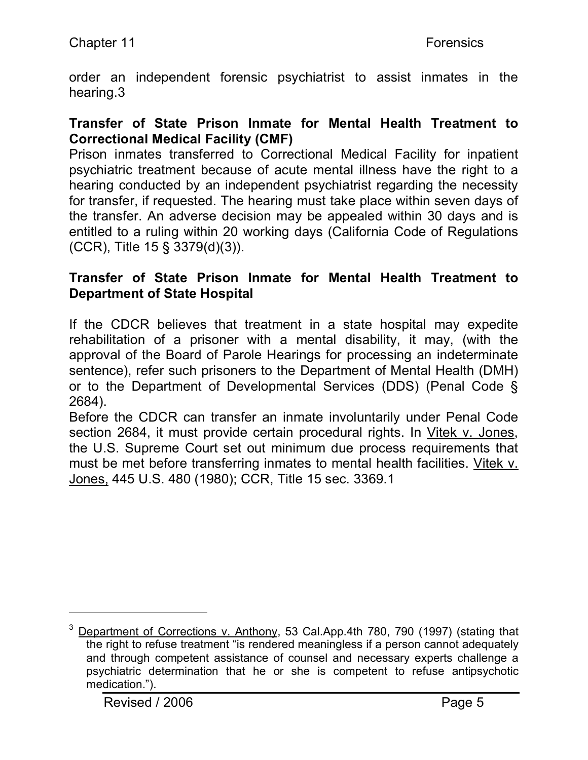order an independent forensic psychiatrist to assist inmates in the hearing.[3]

**Transfer of State Prison Inmate for Mental Health Treatment to Correctional Medical Facility (CMF)**

Prison inmates transferred to Correctional Medical Facility for inpatient psychiatric treatment because of acute mental illness have the right to a hearing conducted by an independent psychiatrist regarding the necessity for transfer, if requested. The hearing must take place within seven days of the transfer. An adverse decision may be appealed within 30 days and is entitled to a ruling within 20 working days (California Code of Regulations (CCR), Title 15 § 3379(d)(3)).

**Transfer of State Prison Inmate for Mental Health Treatment to Department of State Hospital**

If the CDCR believes that treatment in a state hospital may expedite rehabilitation of a prisoner with a mental disability, it may, (with the approval of the Board of Parole Hearings for processing an indeterminate sentence), refer such prisoners to the Department of Mental Health (DMH) or to the Department of Developmental Services (DDS) (Penal Code § 2684).

Before the CDCR can transfer an inmate involuntarily under Penal Code section 2684, it must provide certain procedural rights. In Vitek v. Jones, the U.S. Supreme Court set out minimum due process requirements that must be met before transferring inmates to mental health facilities. Vitek v. Jones, 445 U.S. 480 (1980); CCR, Title 15 sec. 3369.1

---

[3] Department of Corrections v. Anthony, 53 Cal.App.4th 780, 790 (1997) (stating that the right to refuse treatment "is rendered meaningless if a person cannot adequately and through competent assistance of counsel and necessary experts challenge a psychiatric determination that he or she is competent to refuse antipsychotic medication.").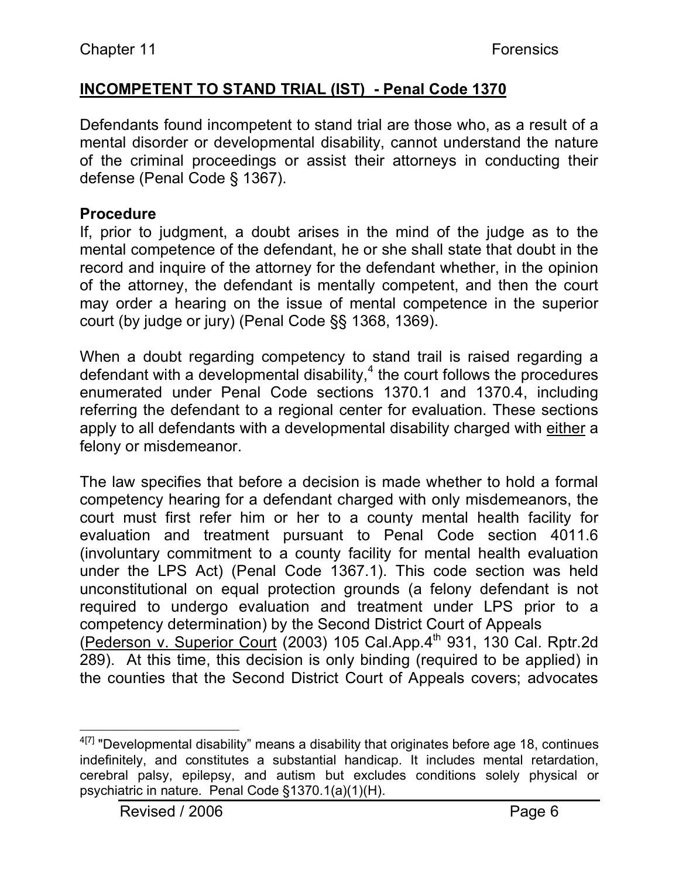## INCOMPETENT TO STAND TRIAL (IST) - Penal Code 1370

Defendants found incompetent to stand trial are those who, as a result of a mental disorder or developmental disability, cannot understand the nature of the criminal proceedings or assist their attorneys in conducting their defense (Penal Code § 1367).

### Procedure

If, prior to judgment, a doubt arises in the mind of the judge as to the mental competence of the defendant, he or she shall state that doubt in the record and inquire of the attorney for the defendant whether, in the opinion of the attorney, the defendant is mentally competent, and then the court may order a hearing on the issue of mental competence in the superior court (by judge or jury) (Penal Code §§ 1368, 1369).

When a doubt regarding competency to stand trail is raised regarding a defendant with a developmental disability,[4] the court follows the procedures enumerated under Penal Code sections 1370.1 and 1370.4, including referring the defendant to a regional center for evaluation. These sections apply to all defendants with a developmental disability charged with either a felony or misdemeanor.

The law specifies that before a decision is made whether to hold a formal competency hearing for a defendant charged with only misdemeanors, the court must first refer him or her to a county mental health facility for evaluation and treatment pursuant to Penal Code section 4011.6 (involuntary commitment to a county facility for mental health evaluation under the LPS Act) (Penal Code 1367.1). This code section was held unconstitutional on equal protection grounds (a felony defendant is not required to undergo evaluation and treatment under LPS prior to a competency determination) by the Second District Court of Appeals (Pederson v. Superior Court (2003) 105 Cal.App.4th 931, 130 Cal. Rptr.2d 289). At this time, this decision is only binding (required to be applied) in the counties that the Second District Court of Appeals covers; advocates

---

[4][7] "Developmental disability" means a disability that originates before age 18, continues indefinitely, and constitutes a substantial handicap. It includes mental retardation, cerebral palsy, epilepsy, and autism but excludes conditions solely physical or psychiatric in nature. Penal Code §1370.1(a)(1)(H).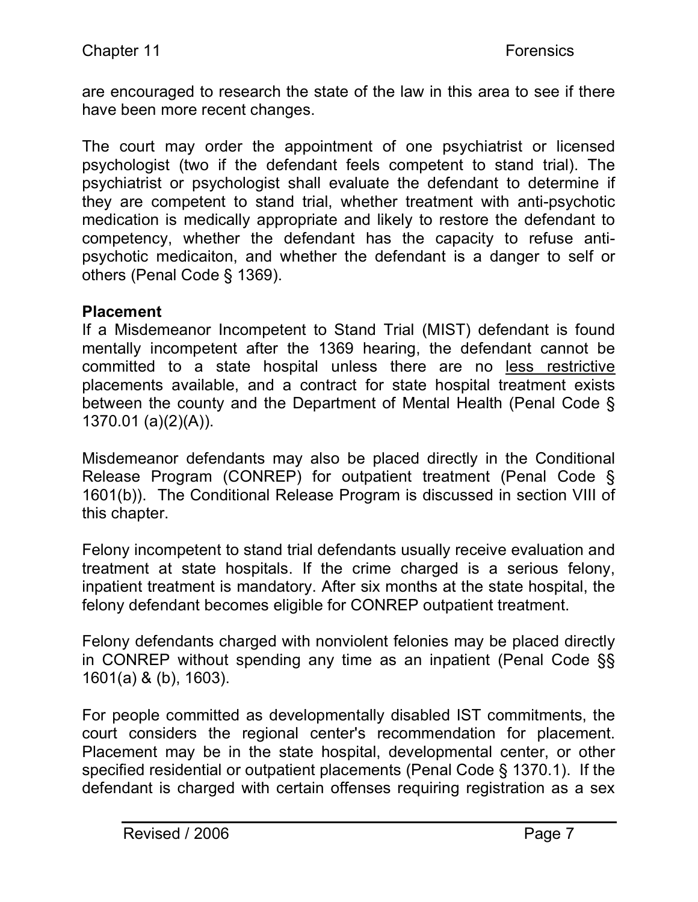are encouraged to research the state of the law in this area to see if there have been more recent changes.

The court may order the appointment of one psychiatrist or licensed psychologist (two if the defendant feels competent to stand trial). The psychiatrist or psychologist shall evaluate the defendant to determine if they are competent to stand trial, whether treatment with anti-psychotic medication is medically appropriate and likely to restore the defendant to competency, whether the defendant has the capacity to refuse anti-psychotic medicaiton, and whether the defendant is a danger to self or others (Penal Code § 1369).

**Placement**

If a Misdemeanor Incompetent to Stand Trial (MIST) defendant is found mentally incompetent after the 1369 hearing, the defendant cannot be committed to a state hospital unless there are no <u>less restrictive</u> placements available, and a contract for state hospital treatment exists between the county and the Department of Mental Health (Penal Code § 1370.01 (a)(2)(A)).

Misdemeanor defendants may also be placed directly in the Conditional Release Program (CONREP) for outpatient treatment (Penal Code § 1601(b)). The Conditional Release Program is discussed in section VIII of this chapter.

Felony incompetent to stand trial defendants usually receive evaluation and treatment at state hospitals. If the crime charged is a serious felony, inpatient treatment is mandatory. After six months at the state hospital, the felony defendant becomes eligible for CONREP outpatient treatment.

Felony defendants charged with nonviolent felonies may be placed directly in CONREP without spending any time as an inpatient (Penal Code §§ 1601(a) & (b), 1603).

For people committed as developmentally disabled IST commitments, the court considers the regional center's recommendation for placement. Placement may be in the state hospital, developmental center, or other specified residential or outpatient placements (Penal Code § 1370.1). If the defendant is charged with certain offenses requiring registration as a sex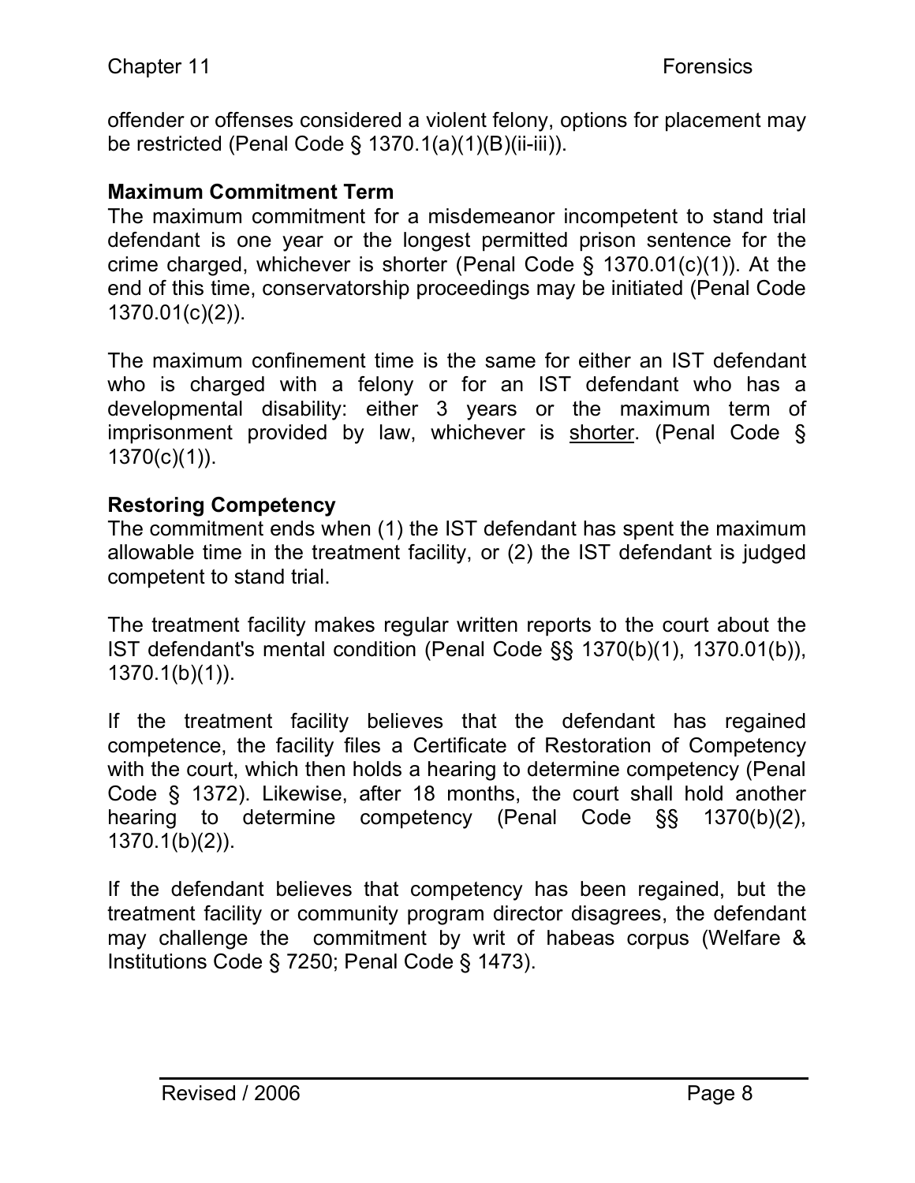offender or offenses considered a violent felony, options for placement may be restricted (Penal Code § 1370.1(a)(1)(B)(ii-iii)).

**Maximum Commitment Term**

The maximum commitment for a misdemeanor incompetent to stand trial defendant is one year or the longest permitted prison sentence for the crime charged, whichever is shorter (Penal Code § 1370.01(c)(1)). At the end of this time, conservatorship proceedings may be initiated (Penal Code 1370.01(c)(2)).

The maximum confinement time is the same for either an IST defendant who is charged with a felony or for an IST defendant who has a developmental disability: either 3 years or the maximum term of imprisonment provided by law, whichever is shorter. (Penal Code § 1370(c)(1)).

**Restoring Competency**

The commitment ends when (1) the IST defendant has spent the maximum allowable time in the treatment facility, or (2) the IST defendant is judged competent to stand trial.

The treatment facility makes regular written reports to the court about the IST defendant's mental condition (Penal Code §§ 1370(b)(1), 1370.01(b)), 1370.1(b)(1)).

If the treatment facility believes that the defendant has regained competence, the facility files a Certificate of Restoration of Competency with the court, which then holds a hearing to determine competency (Penal Code § 1372). Likewise, after 18 months, the court shall hold another hearing to determine competency (Penal Code §§ 1370(b)(2), 1370.1(b)(2)).

If the defendant believes that competency has been regained, but the treatment facility or community program director disagrees, the defendant may challenge the commitment by writ of habeas corpus (Welfare & Institutions Code § 7250; Penal Code § 1473).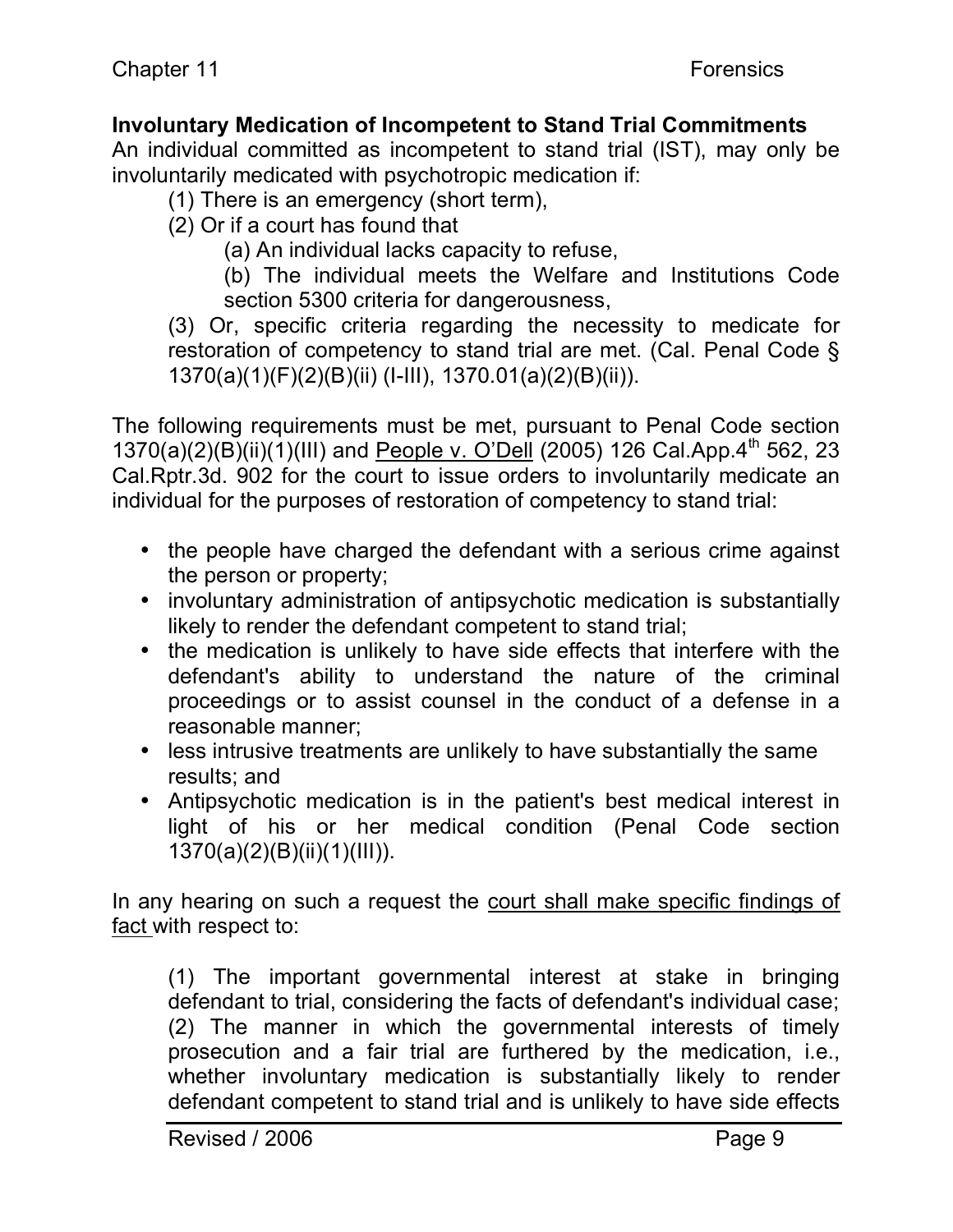**Involuntary Medication of Incompetent to Stand Trial Commitments**

An individual committed as incompetent to stand trial (IST), may only be involuntarily medicated with psychotropic medication if:

(1) There is an emergency (short term),

(2) Or if a court has found that

(a) An individual lacks capacity to refuse,

(b) The individual meets the Welfare and Institutions Code section 5300 criteria for dangerousness,

(3) Or, specific criteria regarding the necessity to medicate for restoration of competency to stand trial are met. (Cal. Penal Code § 1370(a)(1)(F)(2)(B)(ii) (I-III), 1370.01(a)(2)(B)(ii)).

The following requirements must be met, pursuant to Penal Code section 1370(a)(2)(B)(ii)(1)(III) and People v. O'Dell (2005) 126 Cal.App.4th 562, 23 Cal.Rptr.3d. 902 for the court to issue orders to involuntarily medicate an individual for the purposes of restoration of competency to stand trial:

- the people have charged the defendant with a serious crime against the person or property;
- involuntary administration of antipsychotic medication is substantially likely to render the defendant competent to stand trial;
- the medication is unlikely to have side effects that interfere with the defendant's ability to understand the nature of the criminal proceedings or to assist counsel in the conduct of a defense in a reasonable manner;
- less intrusive treatments are unlikely to have substantially the same results; and
- Antipsychotic medication is in the patient's best medical interest in light of his or her medical condition (Penal Code section 1370(a)(2)(B)(ii)(1)(III)).

In any hearing on such a request the court shall make specific findings of fact with respect to:

(1) The important governmental interest at stake in bringing defendant to trial, considering the facts of defendant's individual case;
(2) The manner in which the governmental interests of timely prosecution and a fair trial are furthered by the medication, i.e., whether involuntary medication is substantially likely to render defendant competent to stand trial and is unlikely to have side effects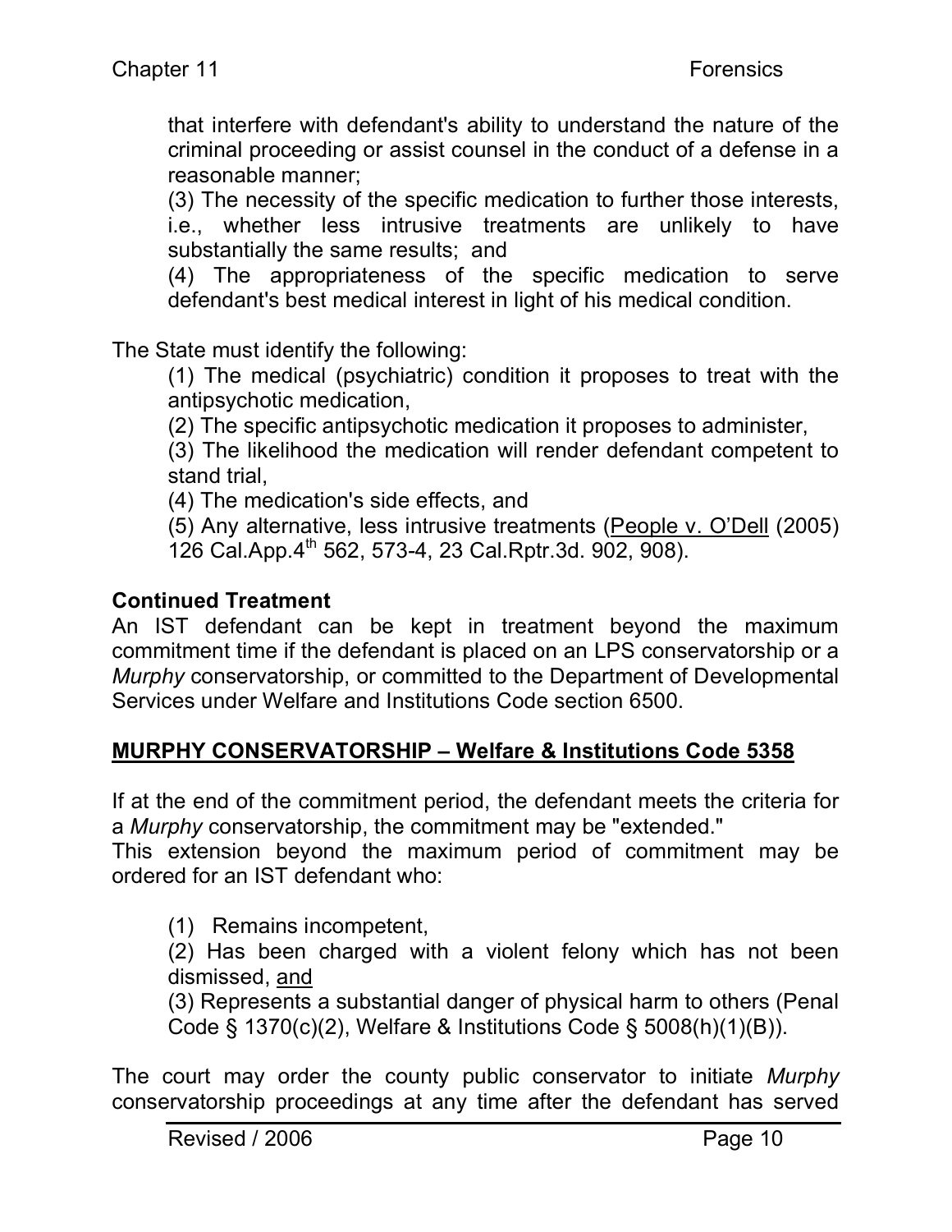that interfere with defendant's ability to understand the nature of the criminal proceeding or assist counsel in the conduct of a defense in a reasonable manner;

(3) The necessity of the specific medication to further those interests, i.e., whether less intrusive treatments are unlikely to have substantially the same results; and

(4) The appropriateness of the specific medication to serve defendant's best medical interest in light of his medical condition.

The State must identify the following:

(1) The medical (psychiatric) condition it proposes to treat with the antipsychotic medication,

(2) The specific antipsychotic medication it proposes to administer,

(3) The likelihood the medication will render defendant competent to stand trial,

(4) The medication's side effects, and

(5) Any alternative, less intrusive treatments (People v. O'Dell (2005) 126 Cal.App.4th 562, 573-4, 23 Cal.Rptr.3d. 902, 908).

**Continued Treatment**

An IST defendant can be kept in treatment beyond the maximum commitment time if the defendant is placed on an LPS conservatorship or a *Murphy* conservatorship, or committed to the Department of Developmental Services under Welfare and Institutions Code section 6500.

## MURPHY CONSERVATORSHIP – Welfare & Institutions Code 5358

If at the end of the commitment period, the defendant meets the criteria for a *Murphy* conservatorship, the commitment may be "extended."

This extension beyond the maximum period of commitment may be ordered for an IST defendant who:

(1) Remains incompetent,

(2) Has been charged with a violent felony which has not been dismissed, and

(3) Represents a substantial danger of physical harm to others (Penal Code § 1370(c)(2), Welfare & Institutions Code § 5008(h)(1)(B)).

The court may order the county public conservator to initiate *Murphy* conservatorship proceedings at any time after the defendant has served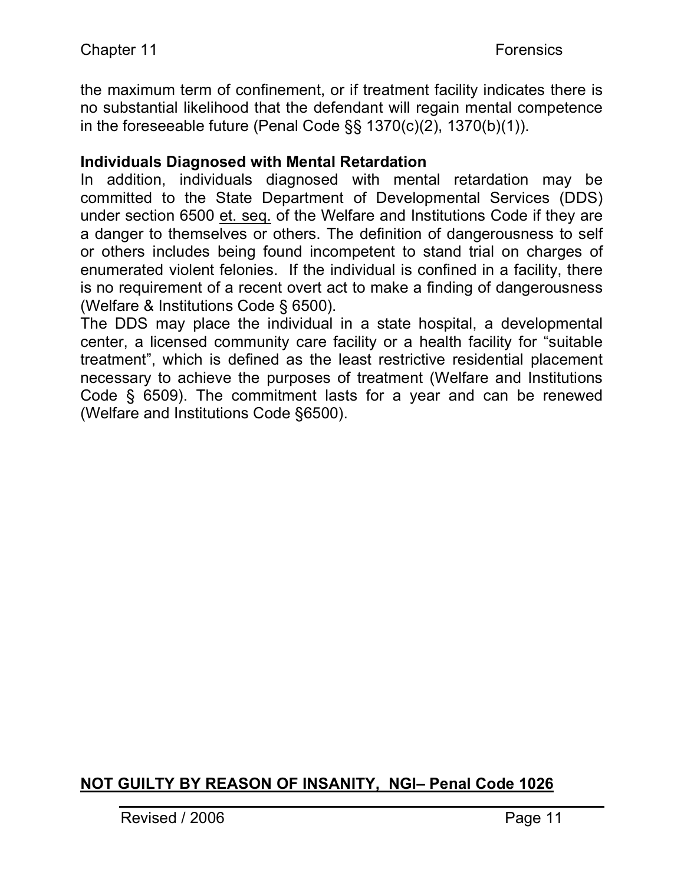the maximum term of confinement, or if treatment facility indicates there is no substantial likelihood that the defendant will regain mental competence in the foreseeable future (Penal Code §§ 1370(c)(2), 1370(b)(1)).

**Individuals Diagnosed with Mental Retardation**

In addition, individuals diagnosed with mental retardation may be committed to the State Department of Developmental Services (DDS) under section 6500 et. seq. of the Welfare and Institutions Code if they are a danger to themselves or others. The definition of dangerousness to self or others includes being found incompetent to stand trial on charges of enumerated violent felonies. If the individual is confined in a facility, there is no requirement of a recent overt act to make a finding of dangerousness (Welfare & Institutions Code § 6500).

The DDS may place the individual in a state hospital, a developmental center, a licensed community care facility or a health facility for "suitable treatment", which is defined as the least restrictive residential placement necessary to achieve the purposes of treatment (Welfare and Institutions Code § 6509). The commitment lasts for a year and can be renewed (Welfare and Institutions Code §6500).

## NOT GUILTY BY REASON OF INSANITY, NGI– Penal Code 1026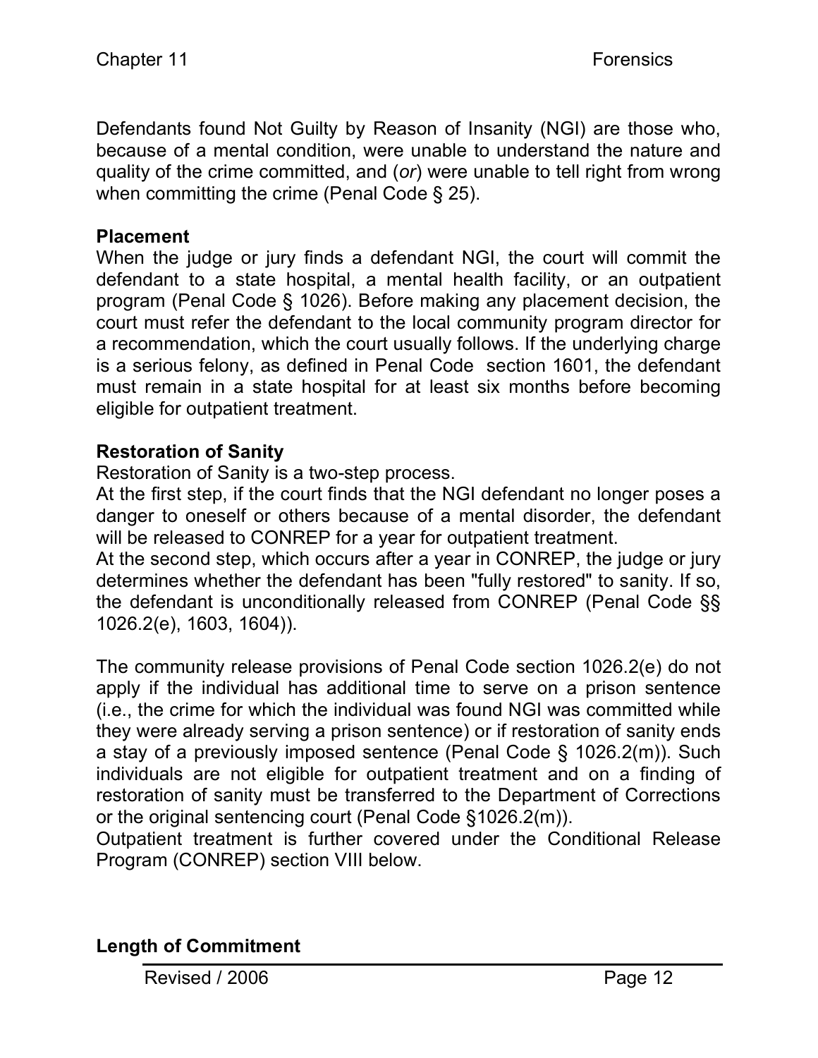Defendants found Not Guilty by Reason of Insanity (NGI) are those who, because of a mental condition, were unable to understand the nature and quality of the crime committed, and (*or*) were unable to tell right from wrong when committing the crime (Penal Code § 25).

**Placement**

When the judge or jury finds a defendant NGI, the court will commit the defendant to a state hospital, a mental health facility, or an outpatient program (Penal Code § 1026). Before making any placement decision, the court must refer the defendant to the local community program director for a recommendation, which the court usually follows. If the underlying charge is a serious felony, as defined in Penal Code section 1601, the defendant must remain in a state hospital for at least six months before becoming eligible for outpatient treatment.

**Restoration of Sanity**

Restoration of Sanity is a two-step process.

At the first step, if the court finds that the NGI defendant no longer poses a danger to oneself or others because of a mental disorder, the defendant will be released to CONREP for a year for outpatient treatment.

At the second step, which occurs after a year in CONREP, the judge or jury determines whether the defendant has been "fully restored" to sanity. If so, the defendant is unconditionally released from CONREP (Penal Code §§ 1026.2(e), 1603, 1604)).

The community release provisions of Penal Code section 1026.2(e) do not apply if the individual has additional time to serve on a prison sentence (i.e., the crime for which the individual was found NGI was committed while they were already serving a prison sentence) or if restoration of sanity ends a stay of a previously imposed sentence (Penal Code § 1026.2(m)). Such individuals are not eligible for outpatient treatment and on a finding of restoration of sanity must be transferred to the Department of Corrections or the original sentencing court (Penal Code §1026.2(m)).

Outpatient treatment is further covered under the Conditional Release Program (CONREP) section VIII below.

**Length of Commitment**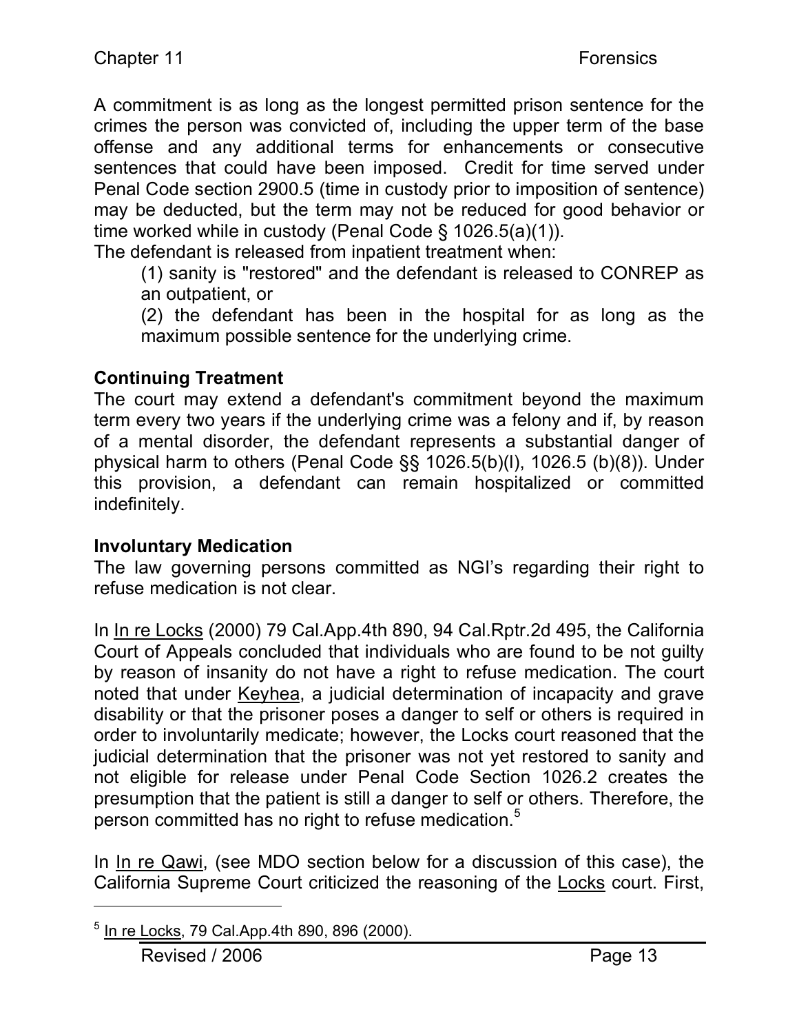A commitment is as long as the longest permitted prison sentence for the crimes the person was convicted of, including the upper term of the base offense and any additional terms for enhancements or consecutive sentences that could have been imposed. Credit for time served under Penal Code section 2900.5 (time in custody prior to imposition of sentence) may be deducted, but the term may not be reduced for good behavior or time worked while in custody (Penal Code § 1026.5(a)(1)).

The defendant is released from inpatient treatment when:

> (1) sanity is "restored" and the defendant is released to CONREP as an outpatient, or
>
> (2) the defendant has been in the hospital for as long as the maximum possible sentence for the underlying crime.

**Continuing Treatment**

The court may extend a defendant's commitment beyond the maximum term every two years if the underlying crime was a felony and if, by reason of a mental disorder, the defendant represents a substantial danger of physical harm to others (Penal Code §§ 1026.5(b)(l), 1026.5 (b)(8)). Under this provision, a defendant can remain hospitalized or committed indefinitely.

**Involuntary Medication**

The law governing persons committed as NGI's regarding their right to refuse medication is not clear.

In In re Locks (2000) 79 Cal.App.4th 890, 94 Cal.Rptr.2d 495, the California Court of Appeals concluded that individuals who are found to be not guilty by reason of insanity do not have a right to refuse medication. The court noted that under Keyhea, a judicial determination of incapacity and grave disability or that the prisoner poses a danger to self or others is required in order to involuntarily medicate; however, the Locks court reasoned that the judicial determination that the prisoner was not yet restored to sanity and not eligible for release under Penal Code Section 1026.2 creates the presumption that the patient is still a danger to self or others. Therefore, the person committed has no right to refuse medication.[5]

In In re Qawi, (see MDO section below for a discussion of this case), the California Supreme Court criticized the reasoning of the Locks court. First,

---

[5] In re Locks, 79 Cal.App.4th 890, 896 (2000).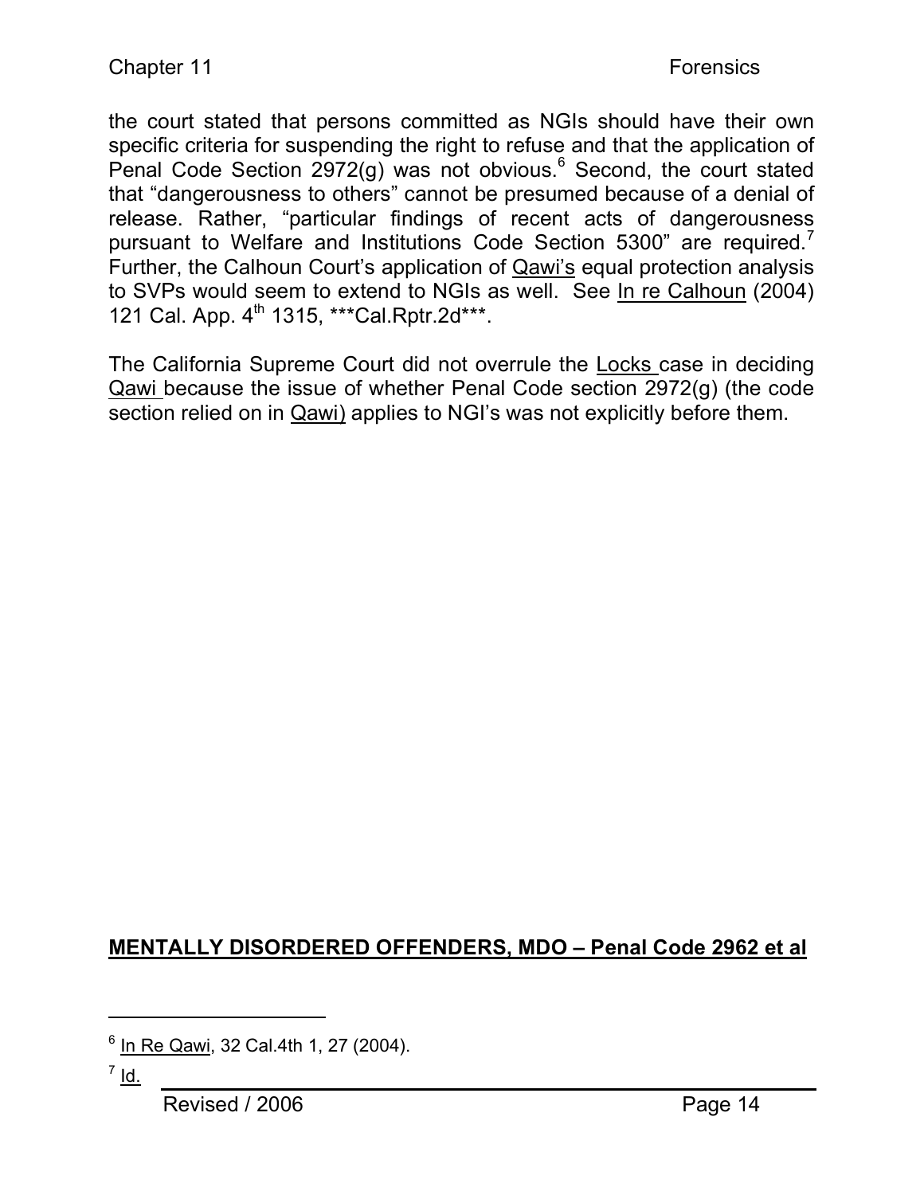the court stated that persons committed as NGIs should have their own specific criteria for suspending the right to refuse and that the application of Penal Code Section 2972(g) was not obvious.[6] Second, the court stated that "dangerousness to others" cannot be presumed because of a denial of release. Rather, "particular findings of recent acts of dangerousness pursuant to Welfare and Institutions Code Section 5300" are required.[7] Further, the Calhoun Court's application of Qawi's equal protection analysis to SVPs would seem to extend to NGIs as well. See In re Calhoun (2004) 121 Cal. App. 4th 1315, ***Cal.Rptr.2d***.

The California Supreme Court did not overrule the Locks case in deciding Qawi because the issue of whether Penal Code section 2972(g) (the code section relied on in Qawi) applies to NGI's was not explicitly before them.

## **MENTALLY DISORDERED OFFENDERS, MDO – Penal Code 2962 et al**

---

[6] In Re Qawi, 32 Cal.4th 1, 27 (2004).

[7] Id.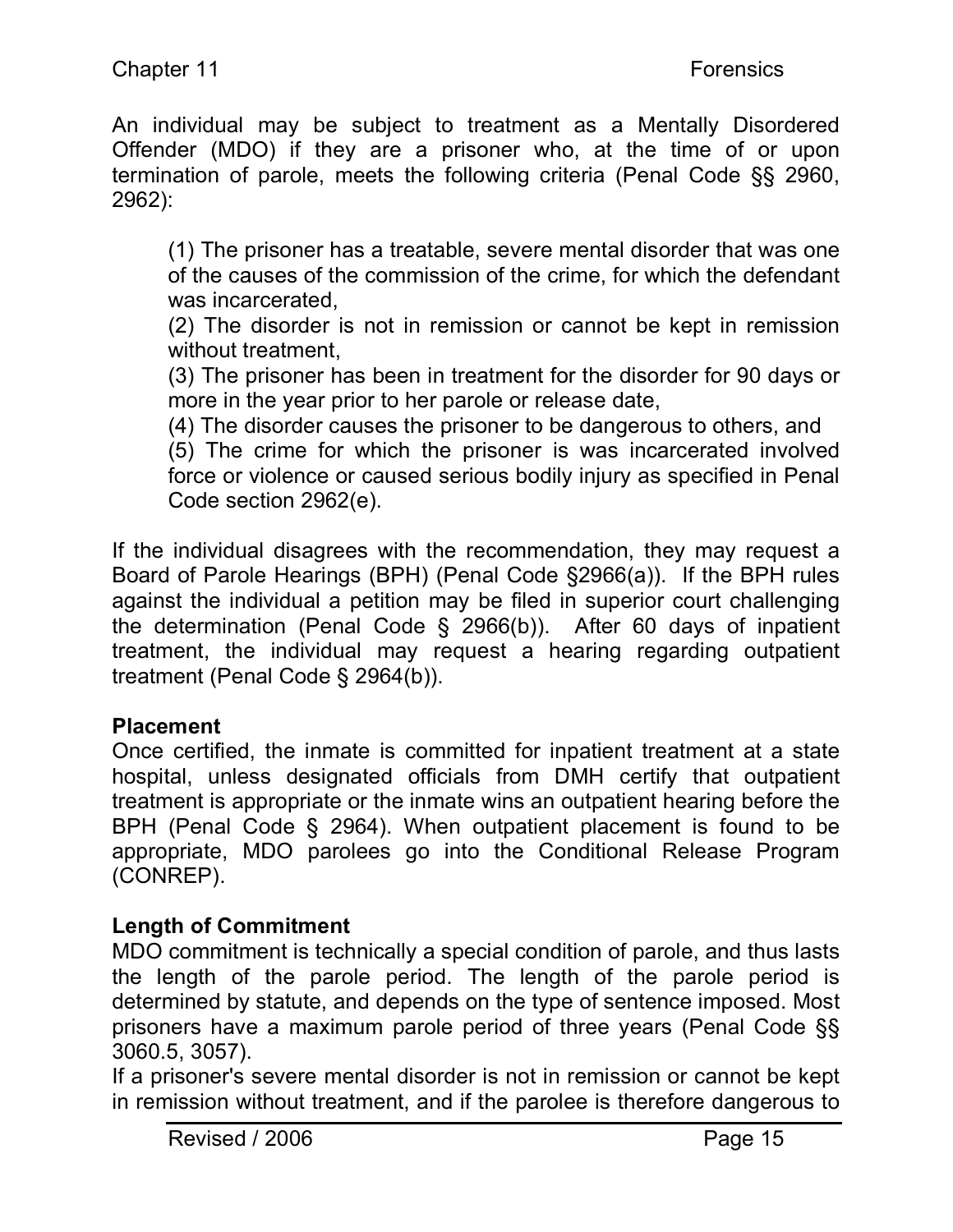An individual may be subject to treatment as a Mentally Disordered Offender (MDO) if they are a prisoner who, at the time of or upon termination of parole, meets the following criteria (Penal Code §§ 2960, 2962):

> (1) The prisoner has a treatable, severe mental disorder that was one of the causes of the commission of the crime, for which the defendant was incarcerated,
> (2) The disorder is not in remission or cannot be kept in remission without treatment,
> (3) The prisoner has been in treatment for the disorder for 90 days or more in the year prior to her parole or release date,
> (4) The disorder causes the prisoner to be dangerous to others, and
> (5) The crime for which the prisoner is was incarcerated involved force or violence or caused serious bodily injury as specified in Penal Code section 2962(e).

If the individual disagrees with the recommendation, they may request a Board of Parole Hearings (BPH) (Penal Code §2966(a)). If the BPH rules against the individual a petition may be filed in superior court challenging the determination (Penal Code § 2966(b)). After 60 days of inpatient treatment, the individual may request a hearing regarding outpatient treatment (Penal Code § 2964(b)).

**Placement**

Once certified, the inmate is committed for inpatient treatment at a state hospital, unless designated officials from DMH certify that outpatient treatment is appropriate or the inmate wins an outpatient hearing before the BPH (Penal Code § 2964). When outpatient placement is found to be appropriate, MDO parolees go into the Conditional Release Program (CONREP).

**Length of Commitment**

MDO commitment is technically a special condition of parole, and thus lasts the length of the parole period. The length of the parole period is determined by statute, and depends on the type of sentence imposed. Most prisoners have a maximum parole period of three years (Penal Code §§ 3060.5, 3057).

If a prisoner's severe mental disorder is not in remission or cannot be kept in remission without treatment, and if the parolee is therefore dangerous to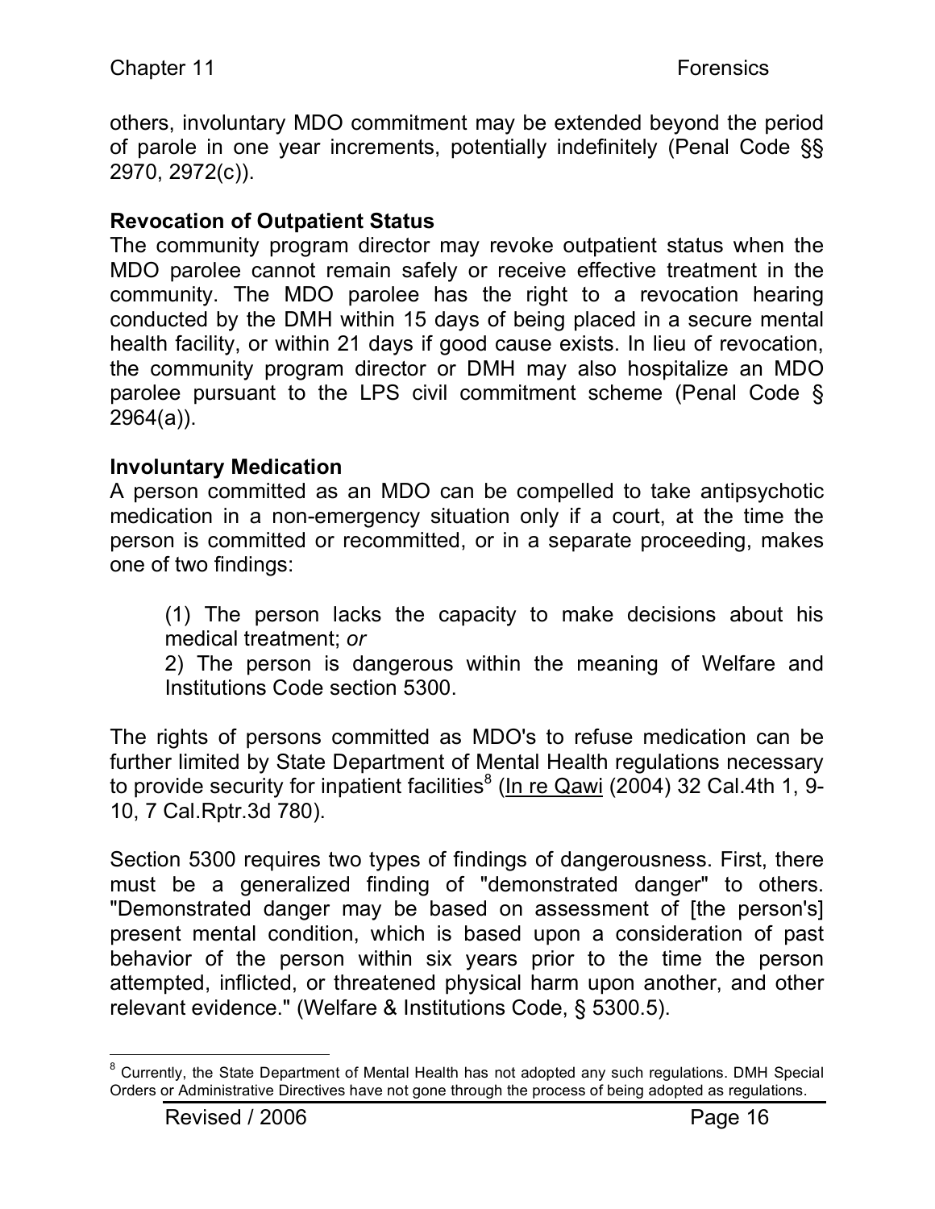others, involuntary MDO commitment may be extended beyond the period of parole in one year increments, potentially indefinitely (Penal Code §§ 2970, 2972(c)).

**Revocation of Outpatient Status**

The community program director may revoke outpatient status when the MDO parolee cannot remain safely or receive effective treatment in the community. The MDO parolee has the right to a revocation hearing conducted by the DMH within 15 days of being placed in a secure mental health facility, or within 21 days if good cause exists. In lieu of revocation, the community program director or DMH may also hospitalize an MDO parolee pursuant to the LPS civil commitment scheme (Penal Code § 2964(a)).

**Involuntary Medication**

A person committed as an MDO can be compelled to take antipsychotic medication in a non-emergency situation only if a court, at the time the person is committed or recommitted, or in a separate proceeding, makes one of two findings:

> (1) The person lacks the capacity to make decisions about his medical treatment; *or*
>
> 2) The person is dangerous within the meaning of Welfare and Institutions Code section 5300.

The rights of persons committed as MDO's to refuse medication can be further limited by State Department of Mental Health regulations necessary to provide security for inpatient facilities[8] (In re Qawi (2004) 32 Cal.4th 1, 9-10, 7 Cal.Rptr.3d 780).

Section 5300 requires two types of findings of dangerousness. First, there must be a generalized finding of "demonstrated danger" to others. "Demonstrated danger may be based on assessment of [the person's] present mental condition, which is based upon a consideration of past behavior of the person within six years prior to the time the person attempted, inflicted, or threatened physical harm upon another, and other relevant evidence." (Welfare & Institutions Code, § 5300.5).

---

[8] Currently, the State Department of Mental Health has not adopted any such regulations. DMH Special Orders or Administrative Directives have not gone through the process of being adopted as regulations.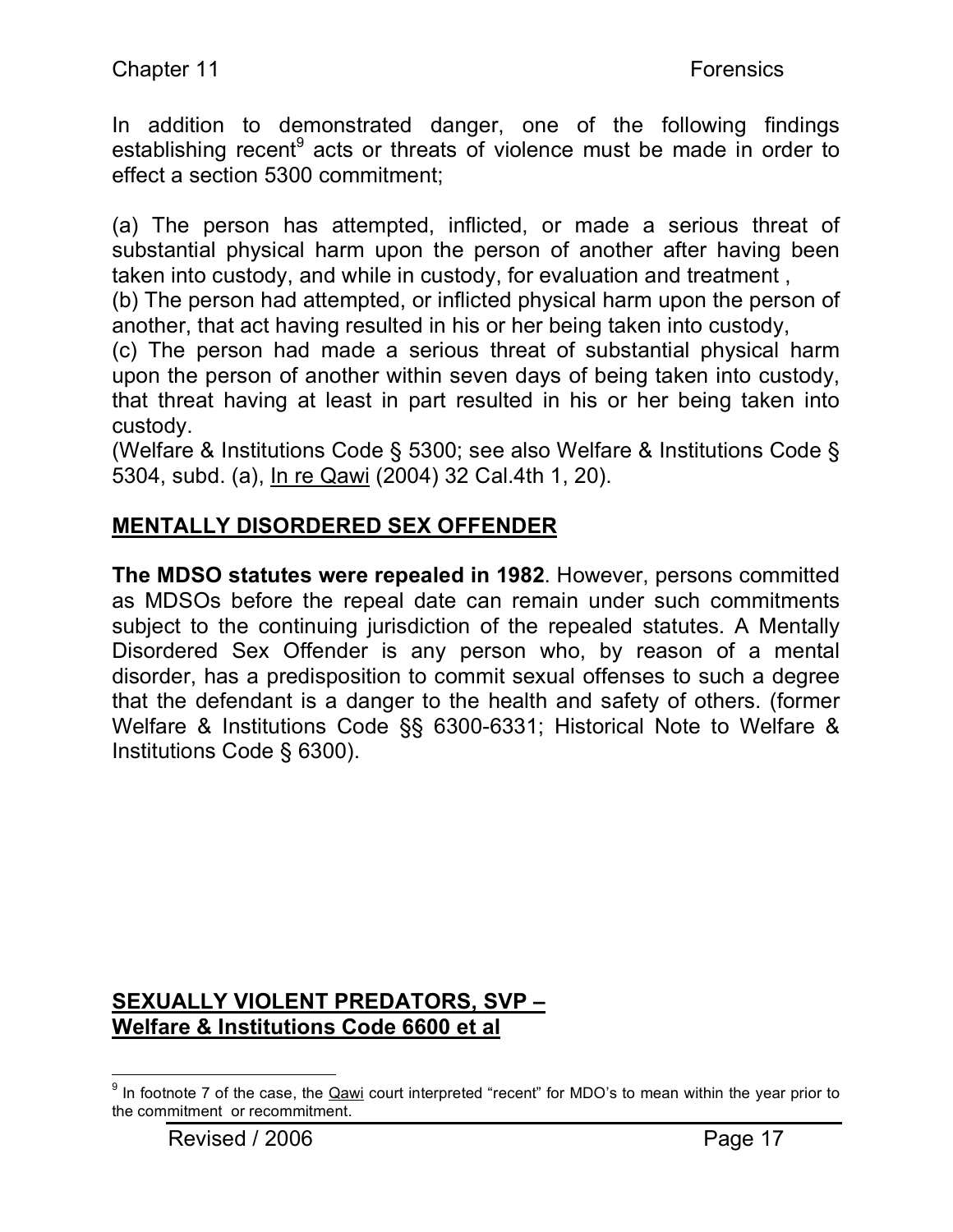In addition to demonstrated danger, one of the following findings establishing recent[9] acts or threats of violence must be made in order to effect a section 5300 commitment;

(a) The person has attempted, inflicted, or made a serious threat of substantial physical harm upon the person of another after having been taken into custody, and while in custody, for evaluation and treatment ,
(b) The person had attempted, or inflicted physical harm upon the person of another, that act having resulted in his or her being taken into custody,
(c) The person had made a serious threat of substantial physical harm upon the person of another within seven days of being taken into custody, that threat having at least in part resulted in his or her being taken into custody.
(Welfare & Institutions Code § 5300; see also Welfare & Institutions Code § 5304, subd. (a), In re Qawi (2004) 32 Cal.4th 1, 20).

## MENTALLY DISORDERED SEX OFFENDER

**The MDSO statutes were repealed in 1982**. However, persons committed as MDSOs before the repeal date can remain under such commitments subject to the continuing jurisdiction of the repealed statutes. A Mentally Disordered Sex Offender is any person who, by reason of a mental disorder, has a predisposition to commit sexual offenses to such a degree that the defendant is a danger to the health and safety of others. (former Welfare & Institutions Code §§ 6300-6331; Historical Note to Welfare & Institutions Code § 6300).

## SEXUALLY VIOLENT PREDATORS, SVP – Welfare & Institutions Code 6600 et al

[9] In footnote 7 of the case, the Qawi court interpreted "recent" for MDO's to mean within the year prior to the commitment or recommitment.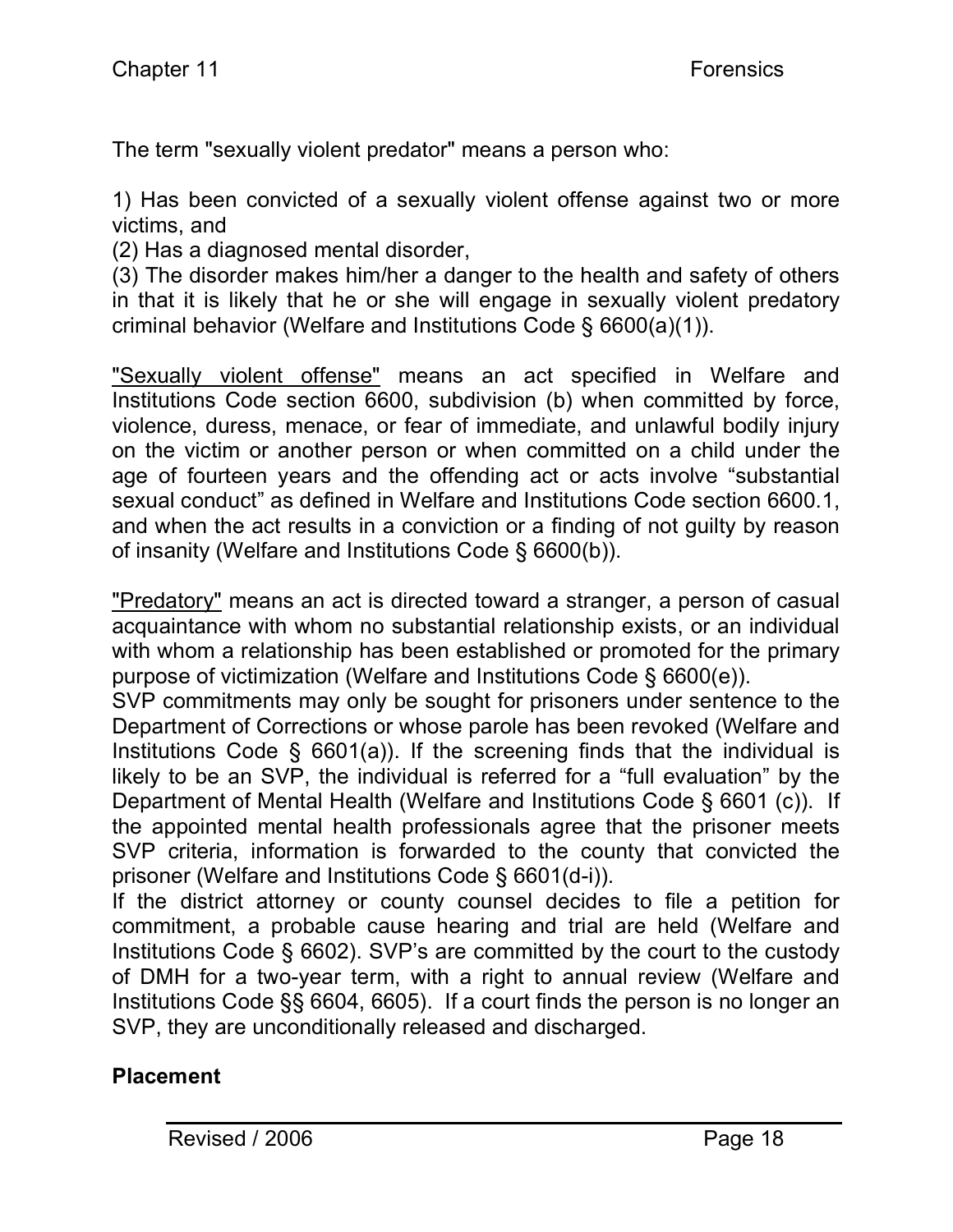The term "sexually violent predator" means a person who:

1) Has been convicted of a sexually violent offense against two or more victims, and
(2) Has a diagnosed mental disorder,
(3) The disorder makes him/her a danger to the health and safety of others in that it is likely that he or she will engage in sexually violent predatory criminal behavior (Welfare and Institutions Code § 6600(a)(1)).

<u>"Sexually violent offense"</u> means an act specified in Welfare and Institutions Code section 6600, subdivision (b) when committed by force, violence, duress, menace, or fear of immediate, and unlawful bodily injury on the victim or another person or when committed on a child under the age of fourteen years and the offending act or acts involve "substantial sexual conduct" as defined in Welfare and Institutions Code section 6600.1, and when the act results in a conviction or a finding of not guilty by reason of insanity (Welfare and Institutions Code § 6600(b)).

<u>"Predatory"</u> means an act is directed toward a stranger, a person of casual acquaintance with whom no substantial relationship exists, or an individual with whom a relationship has been established or promoted for the primary purpose of victimization (Welfare and Institutions Code § 6600(e)).
SVP commitments may only be sought for prisoners under sentence to the Department of Corrections or whose parole has been revoked (Welfare and Institutions Code § 6601(a)). If the screening finds that the individual is likely to be an SVP, the individual is referred for a "full evaluation" by the Department of Mental Health (Welfare and Institutions Code § 6601 (c)). If the appointed mental health professionals agree that the prisoner meets SVP criteria, information is forwarded to the county that convicted the prisoner (Welfare and Institutions Code § 6601(d-i)).
If the district attorney or county counsel decides to file a petition for commitment, a probable cause hearing and trial are held (Welfare and Institutions Code § 6602). SVP's are committed by the court to the custody of DMH for a two-year term, with a right to annual review (Welfare and Institutions Code §§ 6604, 6605). If a court finds the person is no longer an SVP, they are unconditionally released and discharged.

**Placement**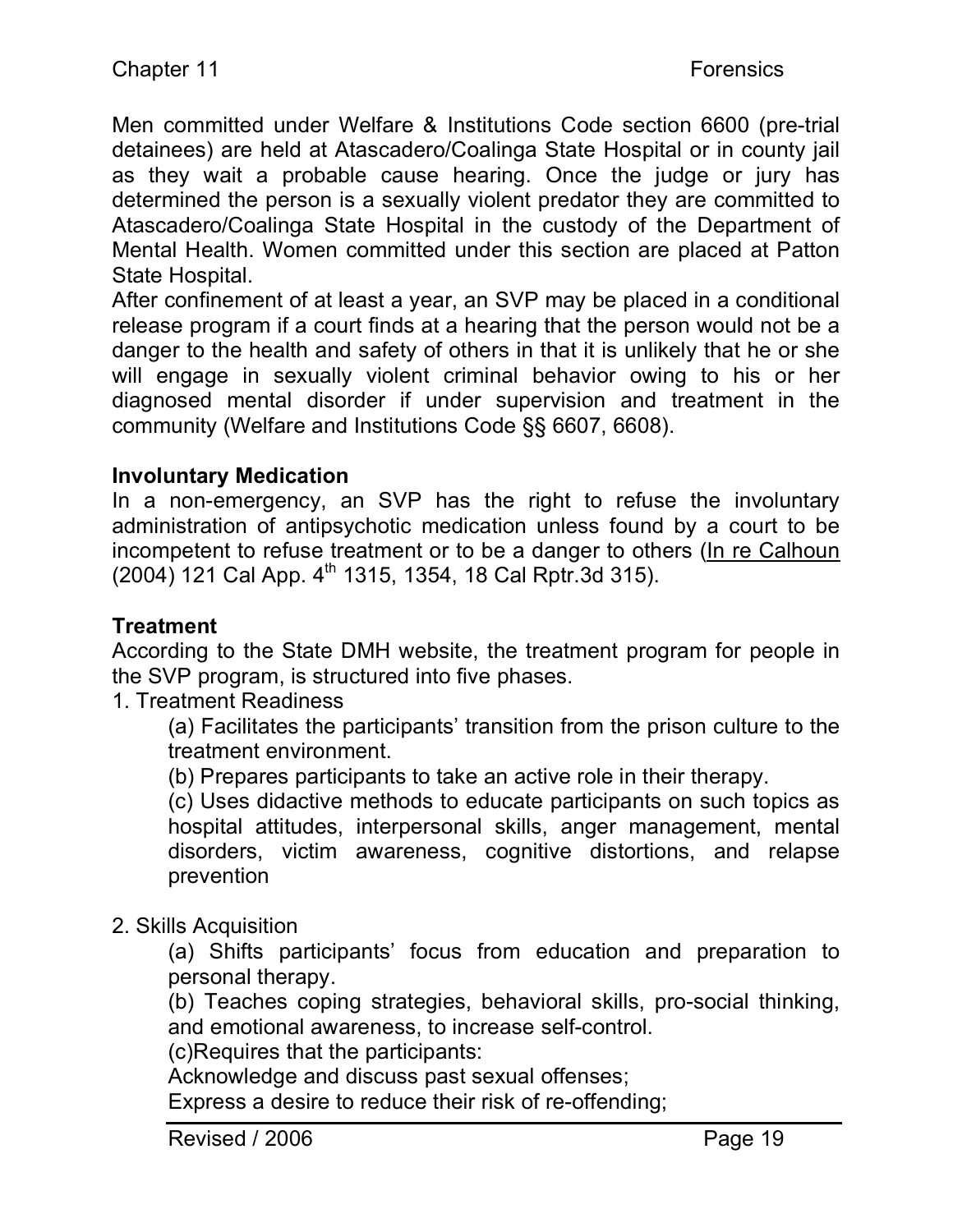Men committed under Welfare & Institutions Code section 6600 (pre-trial detainees) are held at Atascadero/Coalinga State Hospital or in county jail as they wait a probable cause hearing. Once the judge or jury has determined the person is a sexually violent predator they are committed to Atascadero/Coalinga State Hospital in the custody of the Department of Mental Health. Women committed under this section are placed at Patton State Hospital.

After confinement of at least a year, an SVP may be placed in a conditional release program if a court finds at a hearing that the person would not be a danger to the health and safety of others in that it is unlikely that he or she will engage in sexually violent criminal behavior owing to his or her diagnosed mental disorder if under supervision and treatment in the community (Welfare and Institutions Code §§ 6607, 6608).

**Involuntary Medication**

In a non-emergency, an SVP has the right to refuse the involuntary administration of antipsychotic medication unless found by a court to be incompetent to refuse treatment or to be a danger to others (In re Calhoun (2004) 121 Cal App. 4th 1315, 1354, 18 Cal Rptr.3d 315).

**Treatment**

According to the State DMH website, the treatment program for people in the SVP program, is structured into five phases.

1. Treatment Readiness

   (a) Facilitates the participants' transition from the prison culture to the treatment environment.

   (b) Prepares participants to take an active role in their therapy.

   (c) Uses didactive methods to educate participants on such topics as hospital attitudes, interpersonal skills, anger management, mental disorders, victim awareness, cognitive distortions, and relapse prevention

2. Skills Acquisition

   (a) Shifts participants' focus from education and preparation to personal therapy.

   (b) Teaches coping strategies, behavioral skills, pro-social thinking, and emotional awareness, to increase self-control.

   (c)Requires that the participants:

   Acknowledge and discuss past sexual offenses;

   Express a desire to reduce their risk of re-offending;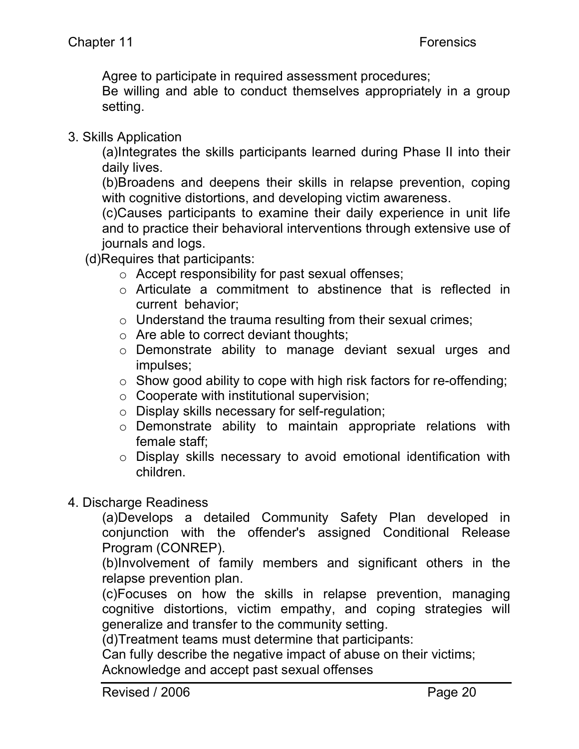Agree to participate in required assessment procedures;
Be willing and able to conduct themselves appropriately in a group setting.

3. Skills Application

   (a)Integrates the skills participants learned during Phase II into their daily lives.
   (b)Broadens and deepens their skills in relapse prevention, coping with cognitive distortions, and developing victim awareness.
   (c)Causes participants to examine their daily experience in unit life and to practice their behavioral interventions through extensive use of journals and logs.
   (d)Requires that participants:

   - Accept responsibility for past sexual offenses;
   - Articulate a commitment to abstinence that is reflected in current behavior;
   - Understand the trauma resulting from their sexual crimes;
   - Are able to correct deviant thoughts;
   - Demonstrate ability to manage deviant sexual urges and impulses;
   - Show good ability to cope with high risk factors for re-offending;
   - Cooperate with institutional supervision;
   - Display skills necessary for self-regulation;
   - Demonstrate ability to maintain appropriate relations with female staff;
   - Display skills necessary to avoid emotional identification with children.

4. Discharge Readiness

   (a)Develops a detailed Community Safety Plan developed in conjunction with the offender's assigned Conditional Release Program (CONREP).
   (b)Involvement of family members and significant others in the relapse prevention plan.
   (c)Focuses on how the skills in relapse prevention, managing cognitive distortions, victim empathy, and coping strategies will generalize and transfer to the community setting.
   (d)Treatment teams must determine that participants:
   Can fully describe the negative impact of abuse on their victims;
   Acknowledge and accept past sexual offenses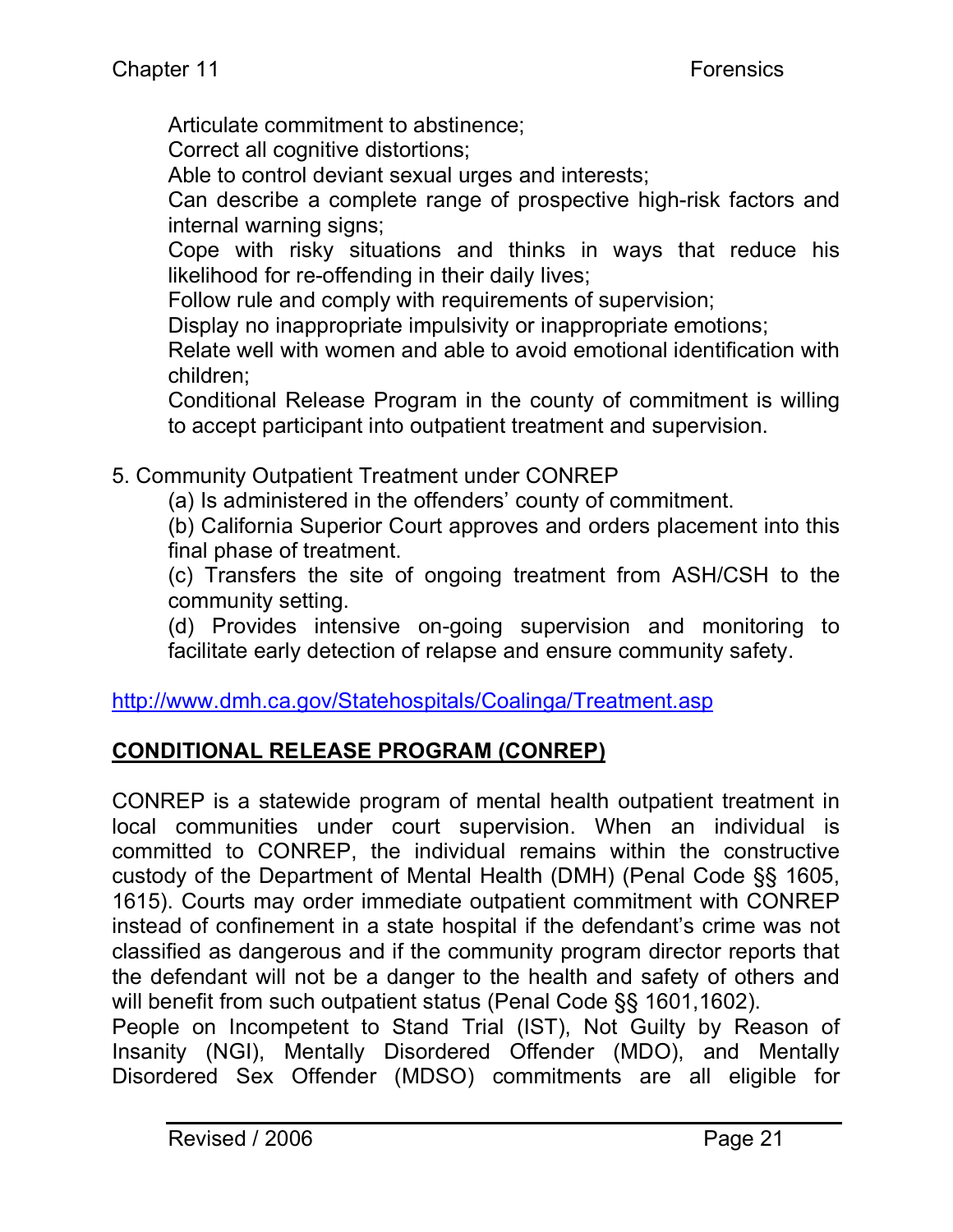Articulate commitment to abstinence;
Correct all cognitive distortions;
Able to control deviant sexual urges and interests;
Can describe a complete range of prospective high-risk factors and internal warning signs;
Cope with risky situations and thinks in ways that reduce his likelihood for re-offending in their daily lives;
Follow rule and comply with requirements of supervision;
Display no inappropriate impulsivity or inappropriate emotions;
Relate well with women and able to avoid emotional identification with children;
Conditional Release Program in the county of commitment is willing to accept participant into outpatient treatment and supervision.

5. Community Outpatient Treatment under CONREP
   (a) Is administered in the offenders' county of commitment.
   (b) California Superior Court approves and orders placement into this final phase of treatment.
   (c) Transfers the site of ongoing treatment from ASH/CSH to the community setting.
   (d) Provides intensive on-going supervision and monitoring to facilitate early detection of relapse and ensure community safety.

http://www.dmh.ca.gov/Statehospitals/Coalinga/Treatment.asp

## CONDITIONAL RELEASE PROGRAM (CONREP)

CONREP is a statewide program of mental health outpatient treatment in local communities under court supervision. When an individual is committed to CONREP, the individual remains within the constructive custody of the Department of Mental Health (DMH) (Penal Code §§ 1605, 1615). Courts may order immediate outpatient commitment with CONREP instead of confinement in a state hospital if the defendant's crime was not classified as dangerous and if the community program director reports that the defendant will not be a danger to the health and safety of others and will benefit from such outpatient status (Penal Code §§ 1601,1602).
People on Incompetent to Stand Trial (IST), Not Guilty by Reason of Insanity (NGI), Mentally Disordered Offender (MDO), and Mentally Disordered Sex Offender (MDSO) commitments are all eligible for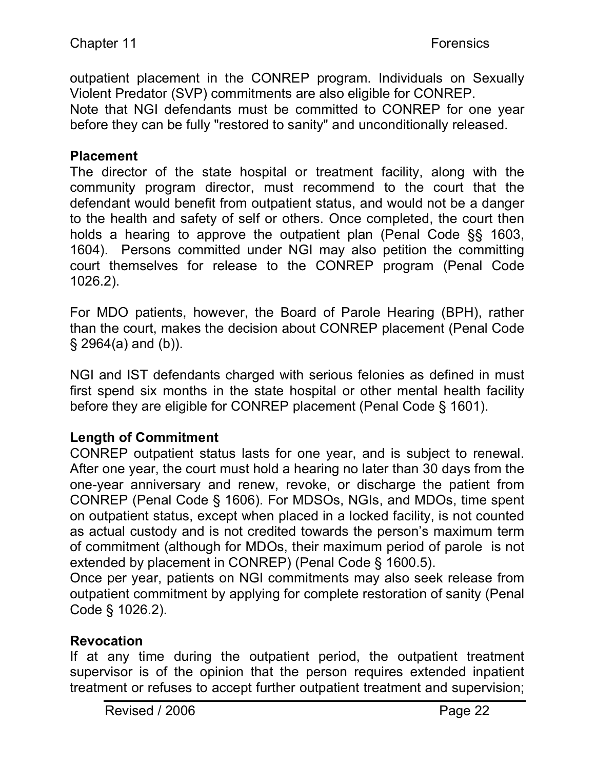outpatient placement in the CONREP program. Individuals on Sexually Violent Predator (SVP) commitments are also eligible for CONREP.
Note that NGI defendants must be committed to CONREP for one year before they can be fully "restored to sanity" and unconditionally released.

### Placement

The director of the state hospital or treatment facility, along with the community program director, must recommend to the court that the defendant would benefit from outpatient status, and would not be a danger to the health and safety of self or others. Once completed, the court then holds a hearing to approve the outpatient plan (Penal Code §§ 1603, 1604). Persons committed under NGI may also petition the committing court themselves for release to the CONREP program (Penal Code 1026.2).

For MDO patients, however, the Board of Parole Hearing (BPH), rather than the court, makes the decision about CONREP placement (Penal Code § 2964(a) and (b)).

NGI and IST defendants charged with serious felonies as defined in must first spend six months in the state hospital or other mental health facility before they are eligible for CONREP placement (Penal Code § 1601).

### Length of Commitment

CONREP outpatient status lasts for one year, and is subject to renewal. After one year, the court must hold a hearing no later than 30 days from the one-year anniversary and renew, revoke, or discharge the patient from CONREP (Penal Code § 1606). For MDSOs, NGIs, and MDOs, time spent on outpatient status, except when placed in a locked facility, is not counted as actual custody and is not credited towards the person's maximum term of commitment (although for MDOs, their maximum period of parole is not extended by placement in CONREP) (Penal Code § 1600.5).
Once per year, patients on NGI commitments may also seek release from outpatient commitment by applying for complete restoration of sanity (Penal Code § 1026.2).

### Revocation

If at any time during the outpatient period, the outpatient treatment supervisor is of the opinion that the person requires extended inpatient treatment or refuses to accept further outpatient treatment and supervision;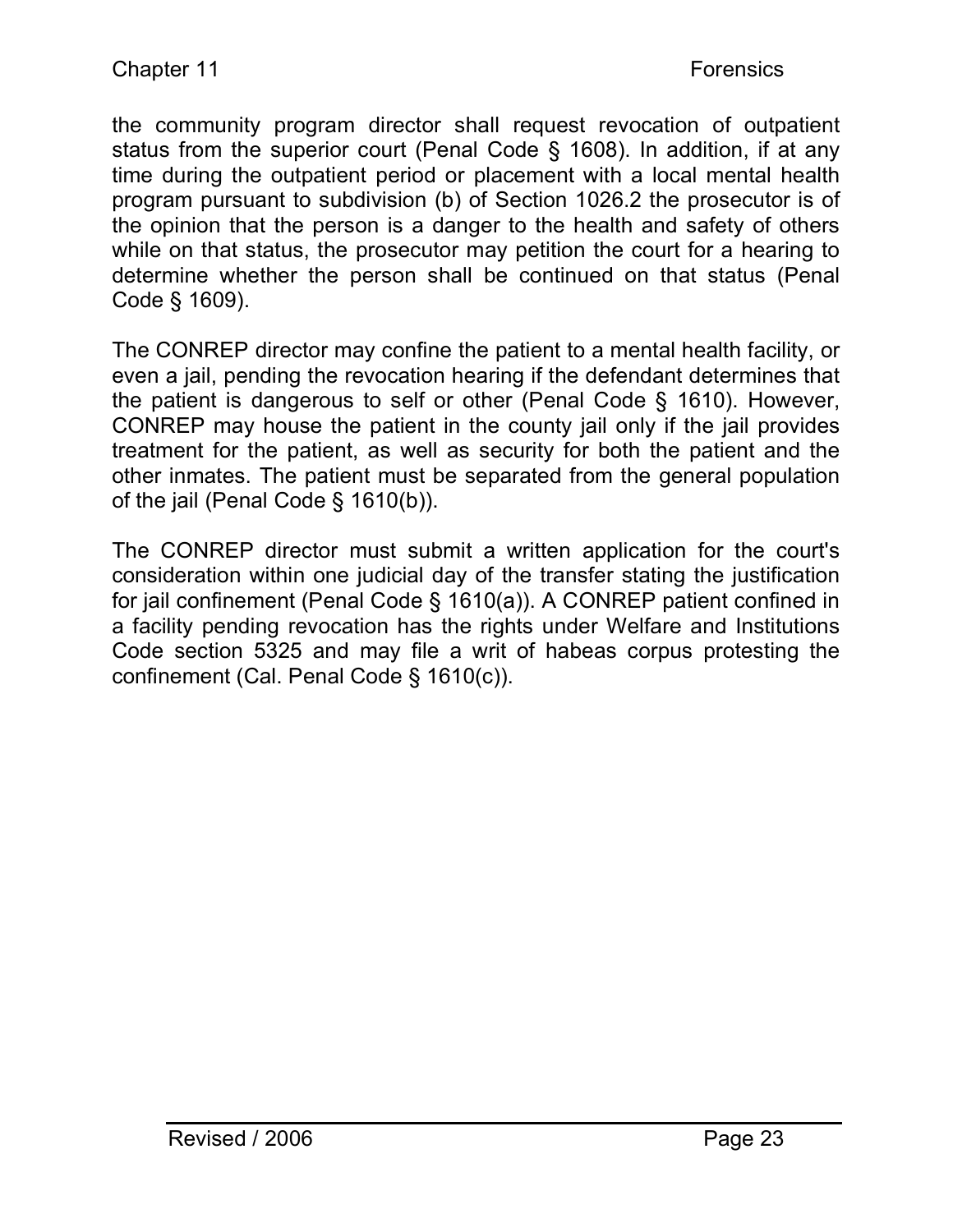the community program director shall request revocation of outpatient status from the superior court (Penal Code § 1608). In addition, if at any time during the outpatient period or placement with a local mental health program pursuant to subdivision (b) of Section 1026.2 the prosecutor is of the opinion that the person is a danger to the health and safety of others while on that status, the prosecutor may petition the court for a hearing to determine whether the person shall be continued on that status (Penal Code § 1609).

The CONREP director may confine the patient to a mental health facility, or even a jail, pending the revocation hearing if the defendant determines that the patient is dangerous to self or other (Penal Code § 1610). However, CONREP may house the patient in the county jail only if the jail provides treatment for the patient, as well as security for both the patient and the other inmates. The patient must be separated from the general population of the jail (Penal Code § 1610(b)).

The CONREP director must submit a written application for the court's consideration within one judicial day of the transfer stating the justification for jail confinement (Penal Code § 1610(a)). A CONREP patient confined in a facility pending revocation has the rights under Welfare and Institutions Code section 5325 and may file a writ of habeas corpus protesting the confinement (Cal. Penal Code § 1610(c)).